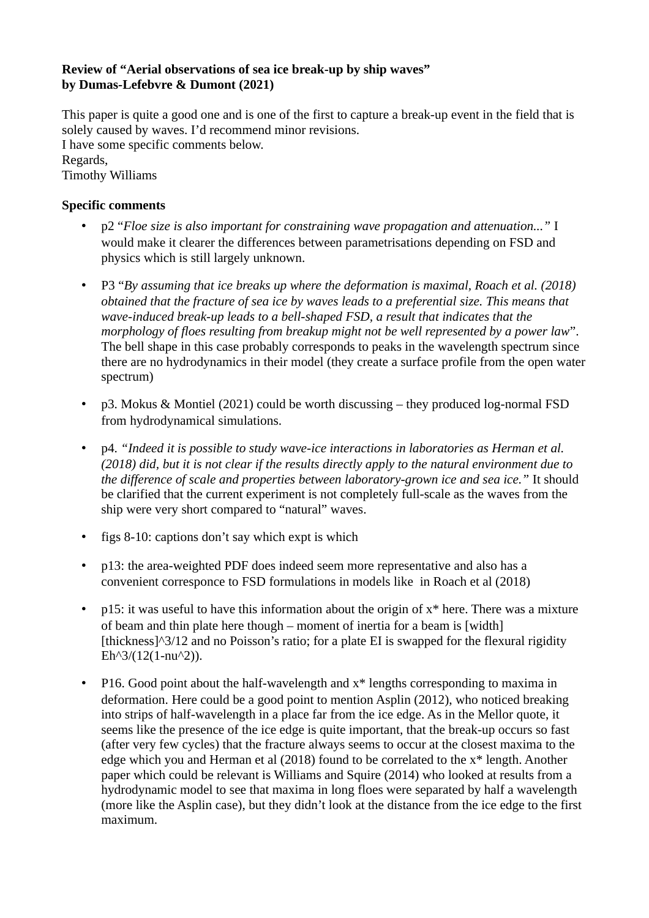**Review of "Aerial observations of sea ice break-up by ship waves"**
**by Dumas-Lefebvre & Dumont (2021)**

This paper is quite a good one and is one of the first to capture a break-up event in the field that is solely caused by waves. I'd recommend minor revisions.
I have some specific comments below.
Regards,
Timothy Williams

**Specific comments**

- p2 "*Floe size is also important for constraining wave propagation and attenuation...*" I would make it clearer the differences between parametrisations depending on FSD and physics which is still largely unknown.

- P3 "*By assuming that ice breaks up where the deformation is maximal, Roach et al. (2018) obtained that the fracture of sea ice by waves leads to a preferential size. This means that wave-induced break-up leads to a bell-shaped FSD, a result that indicates that the morphology of floes resulting from breakup might not be well represented by a power law*". The bell shape in this case probably corresponds to peaks in the wavelength spectrum since there are no hydrodynamics in their model (they create a surface profile from the open water spectrum)

- p3. Mokus & Montiel (2021) could be worth discussing – they produced log-normal FSD from hydrodynamical simulations.

- p4. "*Indeed it is possible to study wave-ice interactions in laboratories as Herman et al. (2018) did, but it is not clear if the results directly apply to the natural environment due to the difference of scale and properties between laboratory-grown ice and sea ice.*" It should be clarified that the current experiment is not completely full-scale as the waves from the ship were very short compared to "natural" waves.

- figs 8-10: captions don't say which expt is which

- p13: the area-weighted PDF does indeed seem more representative and also has a convenient corresponce to FSD formulations in models like in Roach et al (2018)

- p15: it was useful to have this information about the origin of x* here. There was a mixture of beam and thin plate here though – moment of inertia for a beam is [width][thickness]^3/12 and no Poisson's ratio; for a plate EI is swapped for the flexural rigidity Eh^3/(12(1-nu^2)).

- P16. Good point about the half-wavelength and x* lengths corresponding to maxima in deformation. Here could be a good point to mention Asplin (2012), who noticed breaking into strips of half-wavelength in a place far from the ice edge. As in the Mellor quote, it seems like the presence of the ice edge is quite important, that the break-up occurs so fast (after very few cycles) that the fracture always seems to occur at the closest maxima to the edge which you and Herman et al (2018) found to be correlated to the x* length. Another paper which could be relevant is Williams and Squire (2014) who looked at results from a hydrodynamic model to see that maxima in long floes were separated by half a wavelength (more like the Asplin case), but they didn't look at the distance from the ice edge to the first maximum.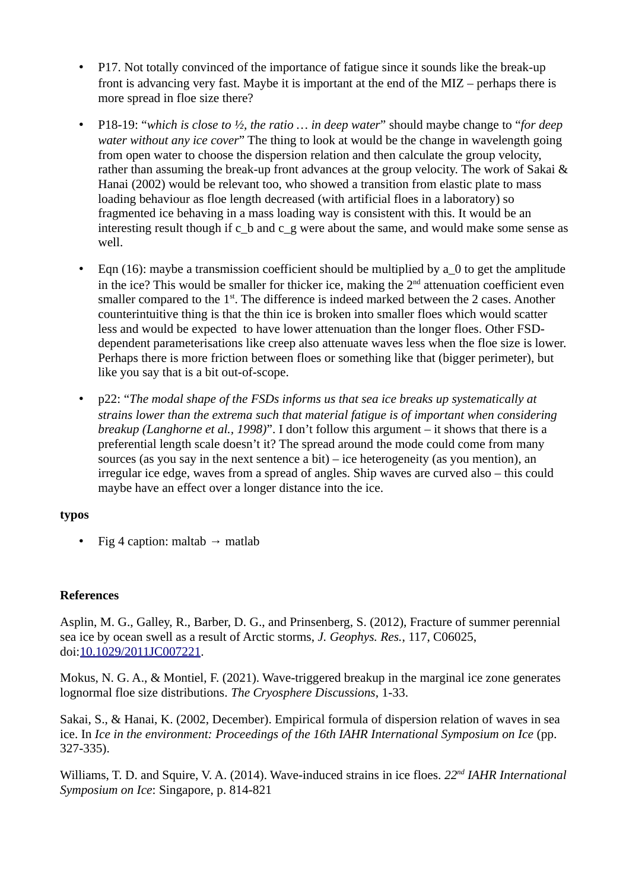- P17. Not totally convinced of the importance of fatigue since it sounds like the break-up front is advancing very fast. Maybe it is important at the end of the MIZ – perhaps there is more spread in floe size there?

- P18-19: "*which is close to ½, the ratio … in deep water*" should maybe change to "*for deep water without any ice cover*" The thing to look at would be the change in wavelength going from open water to choose the dispersion relation and then calculate the group velocity, rather than assuming the break-up front advances at the group velocity. The work of Sakai & Hanai (2002) would be relevant too, who showed a transition from elastic plate to mass loading behaviour as floe length decreased (with artificial floes in a laboratory) so fragmented ice behaving in a mass loading way is consistent with this. It would be an interesting result though if c_b and c_g were about the same, and would make some sense as well.

- Eqn (16): maybe a transmission coefficient should be multiplied by a_0 to get the amplitude in the ice? This would be smaller for thicker ice, making the 2nd attenuation coefficient even smaller compared to the 1st. The difference is indeed marked between the 2 cases. Another counterintuitive thing is that the thin ice is broken into smaller floes which would scatter less and would be expected to have lower attenuation than the longer floes. Other FSD-dependent parameterisations like creep also attenuate waves less when the floe size is lower. Perhaps there is more friction between floes or something like that (bigger perimeter), but like you say that is a bit out-of-scope.

- p22: "*The modal shape of the FSDs informs us that sea ice breaks up systematically at strains lower than the extrema such that material fatigue is of important when considering breakup (Langhorne et al., 1998)*". I don't follow this argument – it shows that there is a preferential length scale doesn't it? The spread around the mode could come from many sources (as you say in the next sentence a bit) – ice heterogeneity (as you mention), an irregular ice edge, waves from a spread of angles. Ship waves are curved also – this could maybe have an effect over a longer distance into the ice.

**typos**

- Fig 4 caption: maltab → matlab

**References**

Asplin, M. G., Galley, R., Barber, D. G., and Prinsenberg, S. (2012), Fracture of summer perennial sea ice by ocean swell as a result of Arctic storms, *J. Geophys. Res.*, 117, C06025, doi:10.1029/2011JC007221.

Mokus, N. G. A., & Montiel, F. (2021). Wave-triggered breakup in the marginal ice zone generates lognormal floe size distributions. *The Cryosphere Discussions*, 1-33.

Sakai, S., & Hanai, K. (2002, December). Empirical formula of dispersion relation of waves in sea ice. In *Ice in the environment: Proceedings of the 16th IAHR International Symposium on Ice* (pp. 327-335).

Williams, T. D. and Squire, V. A. (2014). Wave-induced strains in ice floes. *22nd IAHR International Symposium on Ice*: Singapore, p. 814-821